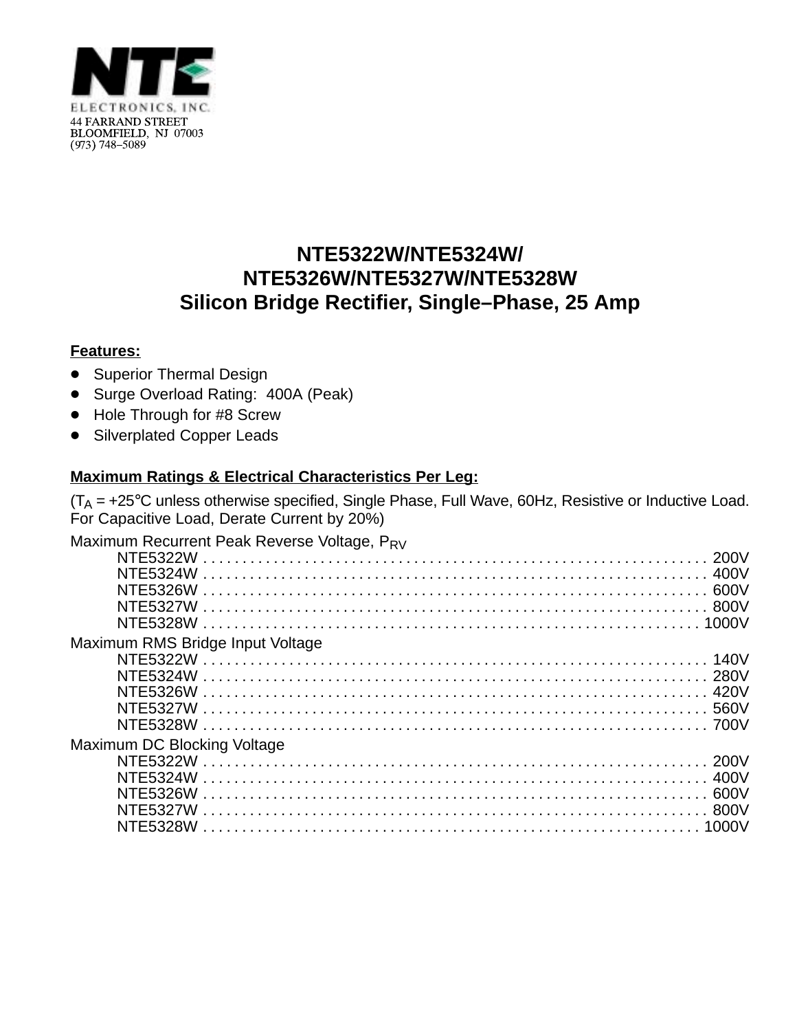NTE ELECTRONICS, INC.
44 FARRAND STREET
BLOOMFIELD, NJ 07003
(973) 748–5089

# NTE5322W/NTE5324W/ NTE5326W/NTE5327W/NTE5328W Silicon Bridge Rectifier, Single–Phase, 25 Amp

**Features:**

- Superior Thermal Design
- Surge Overload Rating: 400A (Peak)
- Hole Through for #8 Screw
- Silverplated Copper Leads

**Maximum Ratings & Electrical Characteristics Per Leg:**

($T_A$ = +25°C unless otherwise specified, Single Phase, Full Wave, 60Hz, Resistive or Inductive Load. For Capacitive Load, Derate Current by 20%)

Maximum Recurrent Peak Reverse Voltage, $P_{RV}$

- NTE5322W . . . . . . . . . . 200V
- NTE5324W . . . . . . . . . . 400V
- NTE5326W . . . . . . . . . . 600V
- NTE5327W . . . . . . . . . . 800V
- NTE5328W . . . . . . . . . . 1000V

Maximum RMS Bridge Input Voltage

- NTE5322W . . . . . . . . . . 140V
- NTE5324W . . . . . . . . . . 280V
- NTE5326W . . . . . . . . . . 420V
- NTE5327W . . . . . . . . . . 560V
- NTE5328W . . . . . . . . . . 700V

Maximum DC Blocking Voltage

- NTE5322W . . . . . . . . . . 200V
- NTE5324W . . . . . . . . . . 400V
- NTE5326W . . . . . . . . . . 600V
- NTE5327W . . . . . . . . . . 800V
- NTE5328W . . . . . . . . . . 1000V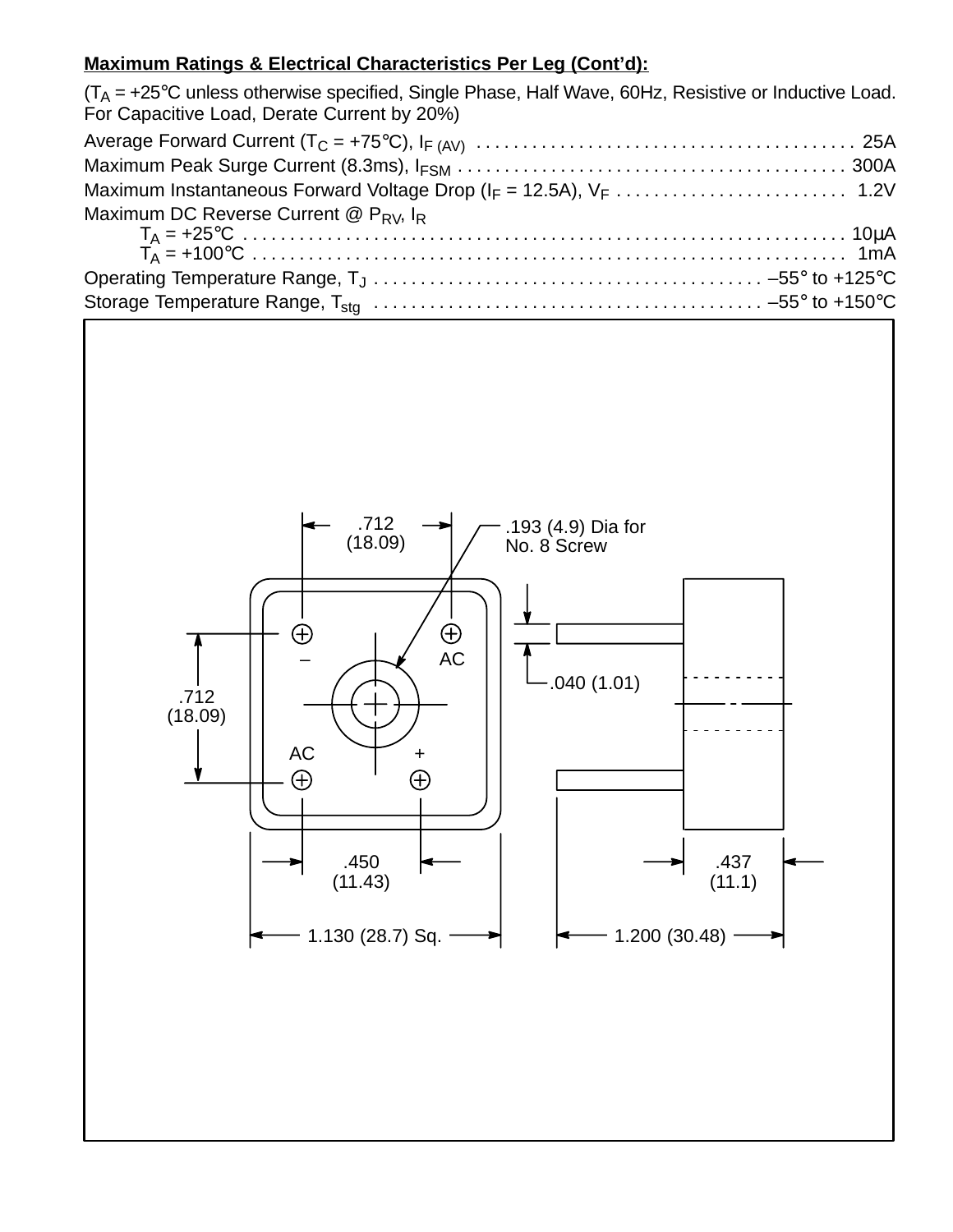**Maximum Ratings & Electrical Characteristics Per Leg (Cont'd):**

($T_A$ = +25°C unless otherwise specified, Single Phase, Half Wave, 60Hz, Resistive or Inductive Load. For Capacitive Load, Derate Current by 20%)

Average Forward Current ($T_C$ = +75°C), $I_{F(AV)}$ . . . . . . . . . . 25A

Maximum Peak Surge Current (8.3ms), $I_{FSM}$ . . . . . . . . . . 300A

Maximum Instantaneous Forward Voltage Drop ($I_F$ = 12.5A), $V_F$ . . . . . . . . . . 1.2V

Maximum DC Reverse Current @ $P_{RV}$, $I_R$

- $T_A$ = +25°C . . . . . . . . . . 10μA
- $T_A$ = +100°C . . . . . . . . . . 1mA

Operating Temperature Range, $T_J$ . . . . . . . . . . –55° to +125°C

Storage Temperature Range, $T_{stg}$ . . . . . . . . . . –55° to +150°C

.712 (18.09)

.193 (4.9) Dia for No. 8 Screw

–

AC

AC

+

.712 (18.09)

.040 (1.01)

.450 (11.43)

.437 (11.1)

1.130 (28.7) Sq.

1.200 (30.48)